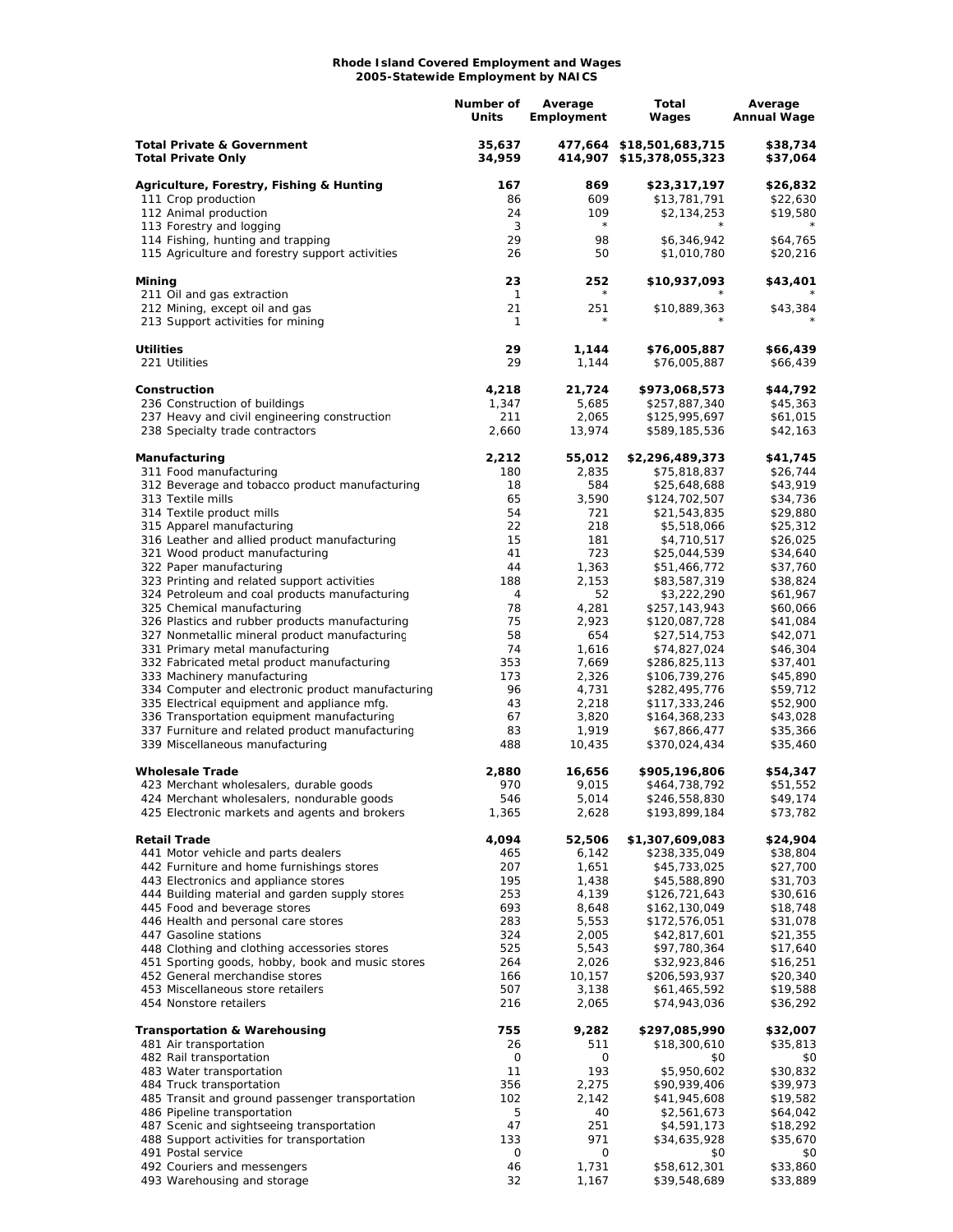**Rhode Island Covered Employment and Wages**
**2005-Statewide Employment by NAICS**

| | Number of Units | Average Employment | Total Wages | Average Annual Wage |
|---|---|---|---|---|
| **Total Private & Government** | **35,637** | **477,664** | **$18,501,683,715** | **$38,734** |
| **Total Private Only** | **34,959** | **414,907** | **$15,378,055,323** | **$37,064** |
| | | | | |
| **Agriculture, Forestry, Fishing & Hunting** | **167** | **869** | **$23,317,197** | **$26,832** |
| 111 Crop production | 86 | 609 | $13,781,791 | $22,630 |
| 112 Animal production | 24 | 109 | $2,134,253 | $19,580 |
| 113 Forestry and logging | 3 | * | * | * |
| 114 Fishing, hunting and trapping | 29 | 98 | $6,346,942 | $64,765 |
| 115 Agriculture and forestry support activities | 26 | 50 | $1,010,780 | $20,216 |
| | | | | |
| **Mining** | **23** | **252** | **$10,937,093** | **$43,401** |
| 211 Oil and gas extraction | 1 | * | * | * |
| 212 Mining, except oil and gas | 21 | 251 | $10,889,363 | $43,384 |
| 213 Support activities for mining | 1 | * | * | * |
| | | | | |
| **Utilities** | **29** | **1,144** | **$76,005,887** | **$66,439** |
| 221 Utilities | 29 | 1,144 | $76,005,887 | $66,439 |
| | | | | |
| **Construction** | **4,218** | **21,724** | **$973,068,573** | **$44,792** |
| 236 Construction of buildings | 1,347 | 5,685 | $257,887,340 | $45,363 |
| 237 Heavy and civil engineering construction | 211 | 2,065 | $125,995,697 | $61,015 |
| 238 Specialty trade contractors | 2,660 | 13,974 | $589,185,536 | $42,163 |
| | | | | |
| **Manufacturing** | **2,212** | **55,012** | **$2,296,489,373** | **$41,745** |
| 311 Food manufacturing | 180 | 2,835 | $75,818,837 | $26,744 |
| 312 Beverage and tobacco product manufacturing | 18 | 584 | $25,648,688 | $43,919 |
| 313 Textile mills | 65 | 3,590 | $124,702,507 | $34,736 |
| 314 Textile product mills | 54 | 721 | $21,543,835 | $29,880 |
| 315 Apparel manufacturing | 22 | 218 | $5,518,066 | $25,312 |
| 316 Leather and allied product manufacturing | 15 | 181 | $4,710,517 | $26,025 |
| 321 Wood product manufacturing | 41 | 723 | $25,044,539 | $34,640 |
| 322 Paper manufacturing | 44 | 1,363 | $51,466,772 | $37,760 |
| 323 Printing and related support activities | 188 | 2,153 | $83,587,319 | $38,824 |
| 324 Petroleum and coal products manufacturing | 4 | 52 | $3,222,290 | $61,967 |
| 325 Chemical manufacturing | 78 | 4,281 | $257,143,943 | $60,066 |
| 326 Plastics and rubber products manufacturing | 75 | 2,923 | $120,087,728 | $41,084 |
| 327 Nonmetallic mineral product manufacturing | 58 | 654 | $27,514,753 | $42,071 |
| 331 Primary metal manufacturing | 74 | 1,616 | $74,827,024 | $46,304 |
| 332 Fabricated metal product manufacturing | 353 | 7,669 | $286,825,113 | $37,401 |
| 333 Machinery manufacturing | 173 | 2,326 | $106,739,276 | $45,890 |
| 334 Computer and electronic product manufacturing | 96 | 4,731 | $282,495,776 | $59,712 |
| 335 Electrical equipment and appliance mfg. | 43 | 2,218 | $117,333,246 | $52,900 |
| 336 Transportation equipment manufacturing | 67 | 3,820 | $164,368,233 | $43,028 |
| 337 Furniture and related product manufacturing | 83 | 1,919 | $67,866,477 | $35,366 |
| 339 Miscellaneous manufacturing | 488 | 10,435 | $370,024,434 | $35,460 |
| | | | | |
| **Wholesale Trade** | **2,880** | **16,656** | **$905,196,806** | **$54,347** |
| 423 Merchant wholesalers, durable goods | 970 | 9,015 | $464,738,792 | $51,552 |
| 424 Merchant wholesalers, nondurable goods | 546 | 5,014 | $246,558,830 | $49,174 |
| 425 Electronic markets and agents and brokers | 1,365 | 2,628 | $193,899,184 | $73,782 |
| | | | | |
| **Retail Trade** | **4,094** | **52,506** | **$1,307,609,083** | **$24,904** |
| 441 Motor vehicle and parts dealers | 465 | 6,142 | $238,335,049 | $38,804 |
| 442 Furniture and home furnishings stores | 207 | 1,651 | $45,733,025 | $27,700 |
| 443 Electronics and appliance stores | 195 | 1,438 | $45,588,890 | $31,703 |
| 444 Building material and garden supply stores | 253 | 4,139 | $126,721,643 | $30,616 |
| 445 Food and beverage stores | 693 | 8,648 | $162,130,049 | $18,748 |
| 446 Health and personal care stores | 283 | 5,553 | $172,576,051 | $31,078 |
| 447 Gasoline stations | 324 | 2,005 | $42,817,601 | $21,355 |
| 448 Clothing and clothing accessories stores | 525 | 5,543 | $97,780,364 | $17,640 |
| 451 Sporting goods, hobby, book and music stores | 264 | 2,026 | $32,923,846 | $16,251 |
| 452 General merchandise stores | 166 | 10,157 | $206,593,937 | $20,340 |
| 453 Miscellaneous store retailers | 507 | 3,138 | $61,465,592 | $19,588 |
| 454 Nonstore retailers | 216 | 2,065 | $74,943,036 | $36,292 |
| | | | | |
| **Transportation & Warehousing** | **755** | **9,282** | **$297,085,990** | **$32,007** |
| 481 Air transportation | 26 | 511 | $18,300,610 | $35,813 |
| 482 Rail transportation | 0 | 0 | $0 | $0 |
| 483 Water transportation | 11 | 193 | $5,950,602 | $30,832 |
| 484 Truck transportation | 356 | 2,275 | $90,939,406 | $39,973 |
| 485 Transit and ground passenger transportation | 102 | 2,142 | $41,945,608 | $19,582 |
| 486 Pipeline transportation | 5 | 40 | $2,561,673 | $64,042 |
| 487 Scenic and sightseeing transportation | 47 | 251 | $4,591,173 | $18,292 |
| 488 Support activities for transportation | 133 | 971 | $34,635,928 | $35,670 |
| 491 Postal service | 0 | 0 | $0 | $0 |
| 492 Couriers and messengers | 46 | 1,731 | $58,612,301 | $33,860 |
| 493 Warehousing and storage | 32 | 1,167 | $39,548,689 | $33,889 |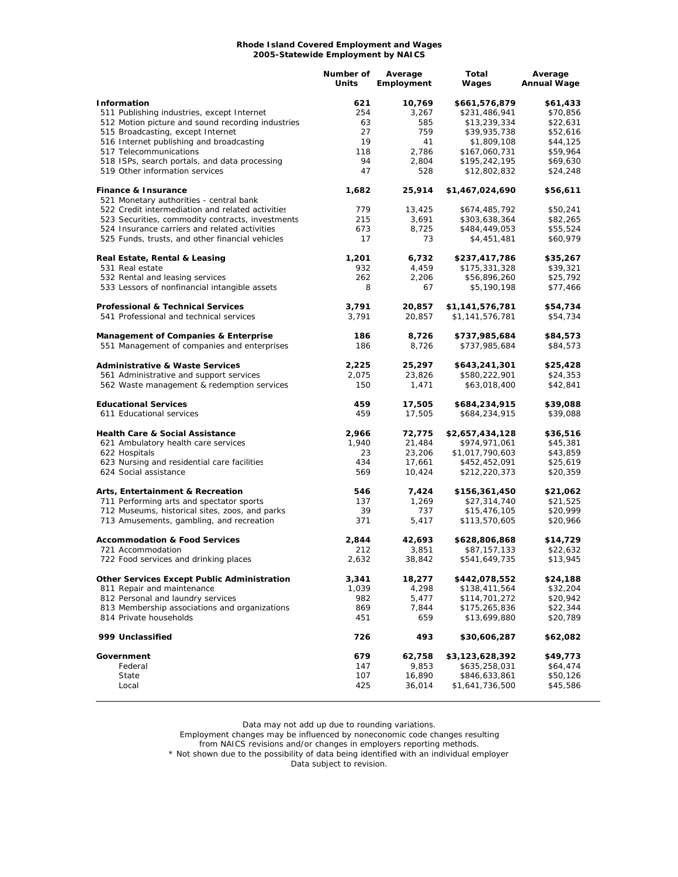**Rhode Island Covered Employment and Wages**
**2005-Statewide Employment by NAICS**

| | Number of Units | Average Employment | Total Wages | Average Annual Wage |
|---|---|---|---|---|
| **Information** | **621** | **10,769** | **$661,576,879** | **$61,433** |
| 511 Publishing industries, except Internet | 254 | 3,267 | $231,486,941 | $70,856 |
| 512 Motion picture and sound recording industries | 63 | 585 | $13,239,334 | $22,631 |
| 515 Broadcasting, except Internet | 27 | 759 | $39,935,738 | $52,616 |
| 516 Internet publishing and broadcasting | 19 | 41 | $1,809,108 | $44,125 |
| 517 Telecommunications | 118 | 2,786 | $167,060,731 | $59,964 |
| 518 ISPs, search portals, and data processing | 94 | 2,804 | $195,242,195 | $69,630 |
| 519 Other information services | 47 | 528 | $12,802,832 | $24,248 |
| **Finance & Insurance** | **1,682** | **25,914** | **$1,467,024,690** | **$56,611** |
| 521 Monetary authorities - central bank | | | | |
| 522 Credit intermediation and related activities | 779 | 13,425 | $674,485,792 | $50,241 |
| 523 Securities, commodity contracts, investments | 215 | 3,691 | $303,638,364 | $82,265 |
| 524 Insurance carriers and related activities | 673 | 8,725 | $484,449,053 | $55,524 |
| 525 Funds, trusts, and other financial vehicles | 17 | 73 | $4,451,481 | $60,979 |
| **Real Estate, Rental & Leasing** | **1,201** | **6,732** | **$237,417,786** | **$35,267** |
| 531 Real estate | 932 | 4,459 | $175,331,328 | $39,321 |
| 532 Rental and leasing services | 262 | 2,206 | $56,896,260 | $25,792 |
| 533 Lessors of nonfinancial intangible assets | 8 | 67 | $5,190,198 | $77,466 |
| **Professional & Technical Services** | **3,791** | **20,857** | **$1,141,576,781** | **$54,734** |
| 541 Professional and technical services | 3,791 | 20,857 | $1,141,576,781 | $54,734 |
| **Management of Companies & Enterprise** | **186** | **8,726** | **$737,985,684** | **$84,573** |
| 551 Management of companies and enterprises | 186 | 8,726 | $737,985,684 | $84,573 |
| **Administrative & Waste Services** | **2,225** | **25,297** | **$643,241,301** | **$25,428** |
| 561 Administrative and support services | 2,075 | 23,826 | $580,222,901 | $24,353 |
| 562 Waste management & redemption services | 150 | 1,471 | $63,018,400 | $42,841 |
| **Educational Services** | **459** | **17,505** | **$684,234,915** | **$39,088** |
| 611 Educational services | 459 | 17,505 | $684,234,915 | $39,088 |
| **Health Care & Social Assistance** | **2,966** | **72,775** | **$2,657,434,128** | **$36,516** |
| 621 Ambulatory health care services | 1,940 | 21,484 | $974,971,061 | $45,381 |
| 622 Hospitals | 23 | 23,206 | $1,017,790,603 | $43,859 |
| 623 Nursing and residential care facilities | 434 | 17,661 | $452,452,091 | $25,619 |
| 624 Social assistance | 569 | 10,424 | $212,220,373 | $20,359 |
| **Arts, Entertainment & Recreation** | **546** | **7,424** | **$156,361,450** | **$21,062** |
| 711 Performing arts and spectator sports | 137 | 1,269 | $27,314,740 | $21,525 |
| 712 Museums, historical sites, zoos, and parks | 39 | 737 | $15,476,105 | $20,999 |
| 713 Amusements, gambling, and recreation | 371 | 5,417 | $113,570,605 | $20,966 |
| **Accommodation & Food Services** | **2,844** | **42,693** | **$628,806,868** | **$14,729** |
| 721 Accommodation | 212 | 3,851 | $87,157,133 | $22,632 |
| 722 Food services and drinking places | 2,632 | 38,842 | $541,649,735 | $13,945 |
| **Other Services Except Public Administration** | **3,341** | **18,277** | **$442,078,552** | **$24,188** |
| 811 Repair and maintenance | 1,039 | 4,298 | $138,411,564 | $32,204 |
| 812 Personal and laundry services | 982 | 5,477 | $114,701,272 | $20,942 |
| 813 Membership associations and organizations | 869 | 7,844 | $175,265,836 | $22,344 |
| 814 Private households | 451 | 659 | $13,699,880 | $20,789 |
| **999 Unclassified** | **726** | **493** | **$30,606,287** | **$62,082** |
| **Government** | **679** | **62,758** | **$3,123,628,392** | **$49,773** |
| Federal | 147 | 9,853 | $635,258,031 | $64,474 |
| State | 107 | 16,890 | $846,633,861 | $50,126 |
| Local | 425 | 36,014 | $1,641,736,500 | $45,586 |

Data may not add up due to rounding variations.
Employment changes may be influenced by noneconomic code changes resulting from NAICS revisions and/or changes in employers reporting methods.
* Not shown due to the possibility of data being identified with an individual employer
Data subject to revision.